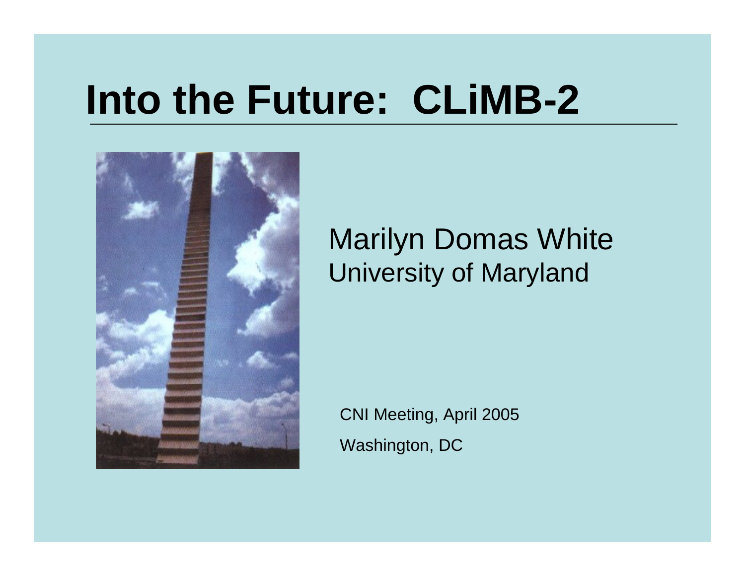# Into the Future: CLiMB-2

Marilyn Domas White
University of Maryland

CNI Meeting, April 2005

Washington, DC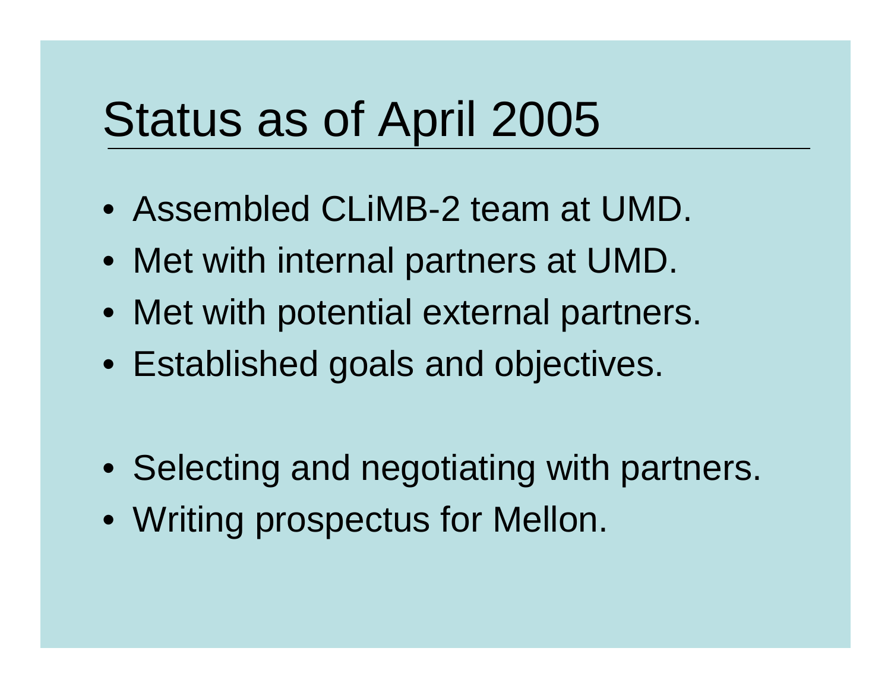# Status as of April 2005

- Assembled CLiMB-2 team at UMD.
- Met with internal partners at UMD.
- Met with potential external partners.
- Established goals and objectives.

- Selecting and negotiating with partners.
- Writing prospectus for Mellon.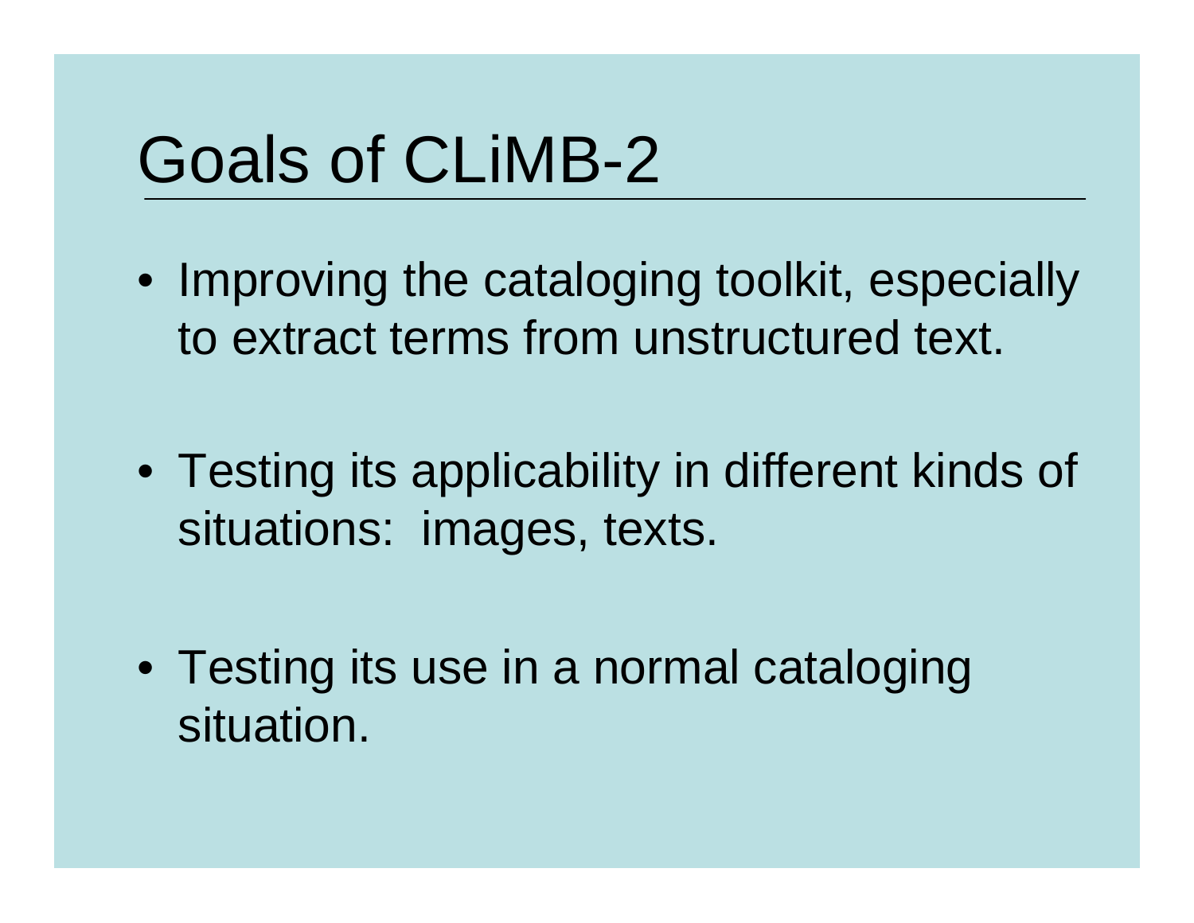# Goals of CLiMB-2

- Improving the cataloging toolkit, especially to extract terms from unstructured text.
- Testing its applicability in different kinds of situations: images, texts.
- Testing its use in a normal cataloging situation.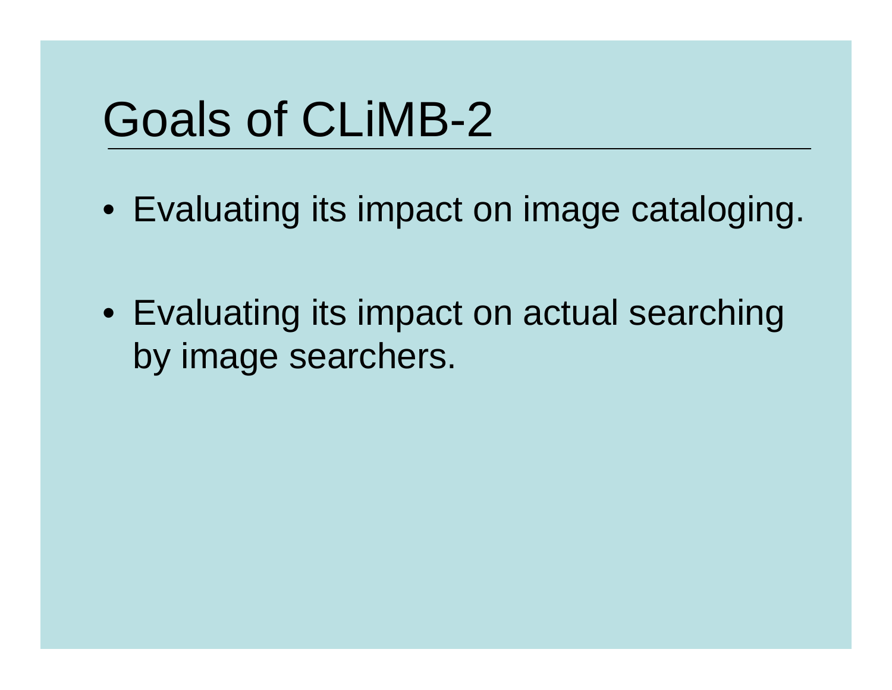# Goals of CLiMB-2

- Evaluating its impact on image cataloging.
- Evaluating its impact on actual searching by image searchers.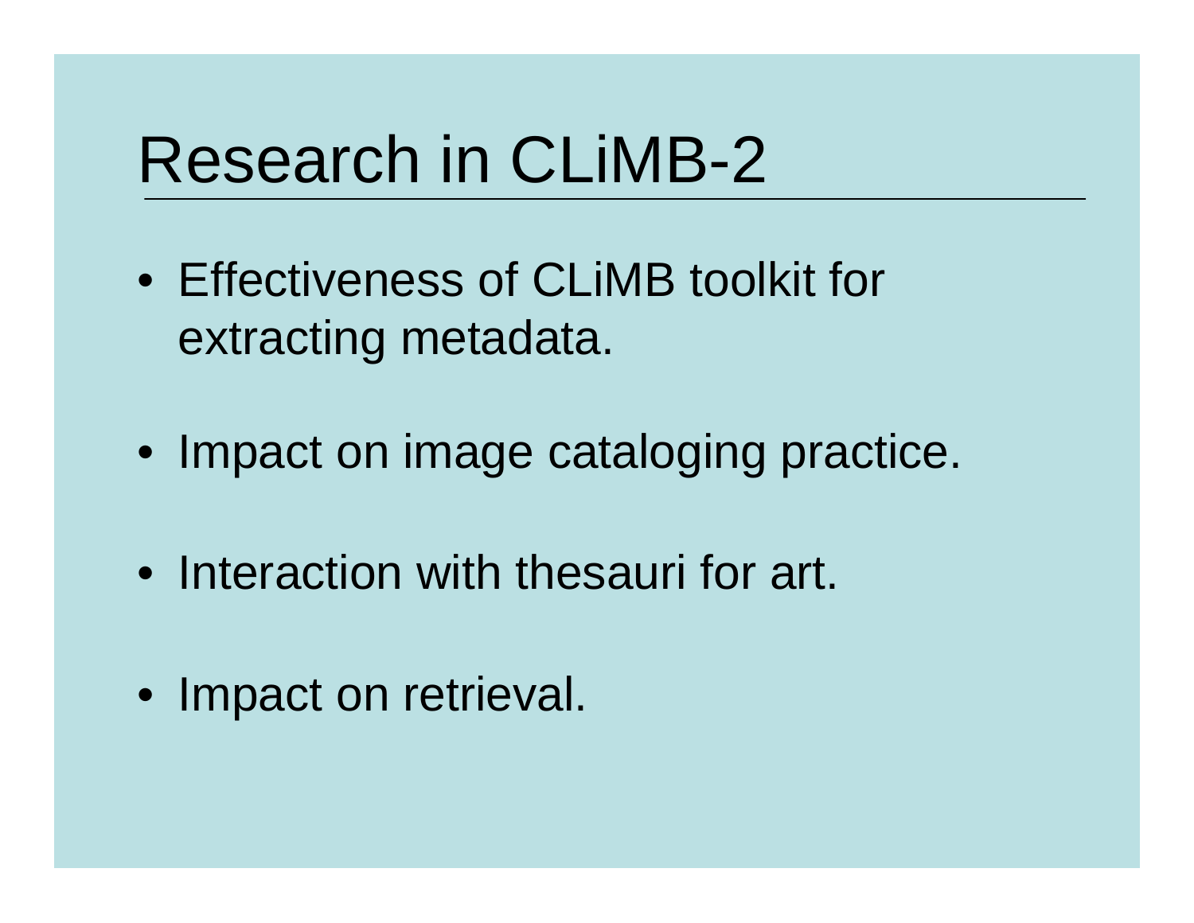# Research in CLiMB-2

- Effectiveness of CLiMB toolkit for extracting metadata.
- Impact on image cataloging practice.
- Interaction with thesauri for art.
- Impact on retrieval.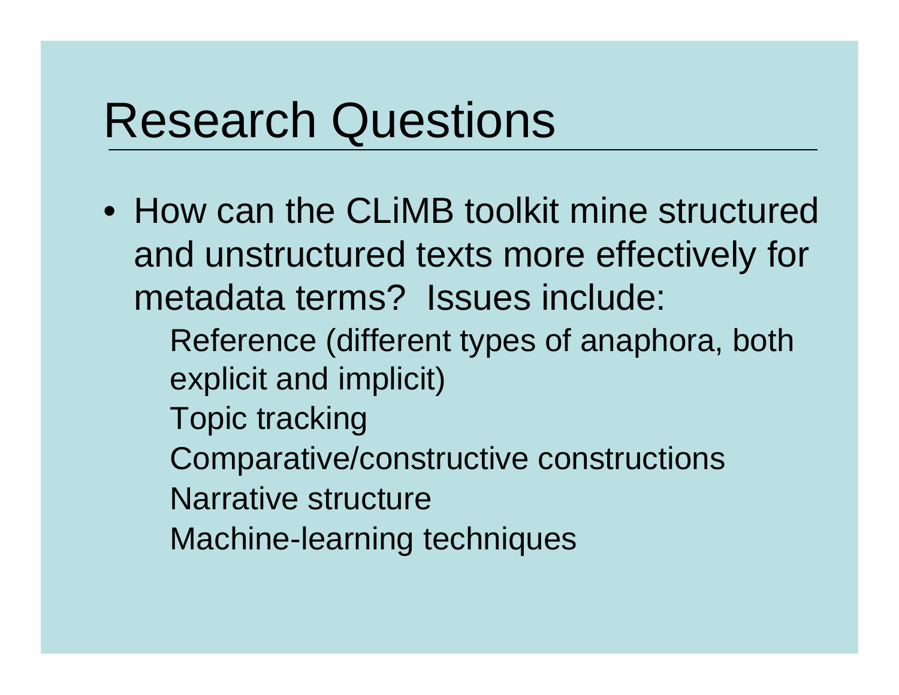# Research Questions

- How can the CLiMB toolkit mine structured and unstructured texts more effectively for metadata terms? Issues include:
  - Reference (different types of anaphora, both explicit and implicit)
  - Topic tracking
  - Comparative/constructive constructions
  - Narrative structure
  - Machine-learning techniques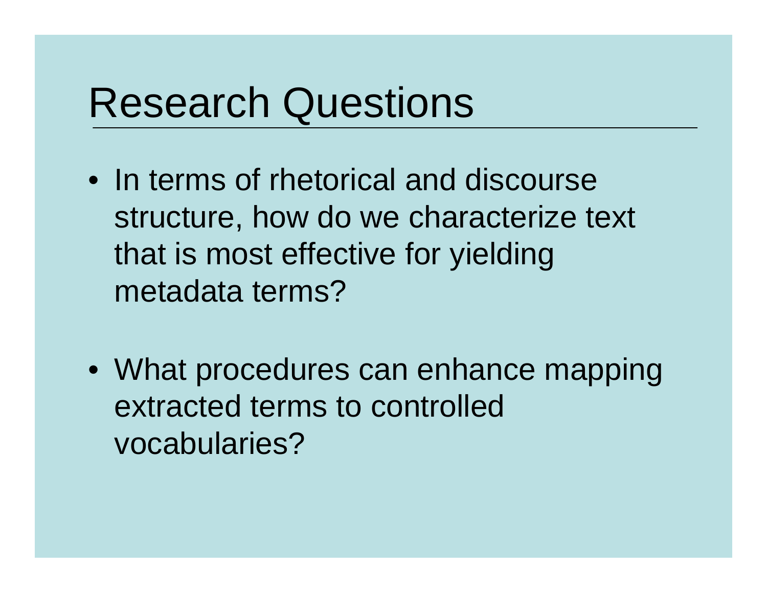# Research Questions

- In terms of rhetorical and discourse structure, how do we characterize text that is most effective for yielding metadata terms?
- What procedures can enhance mapping extracted terms to controlled vocabularies?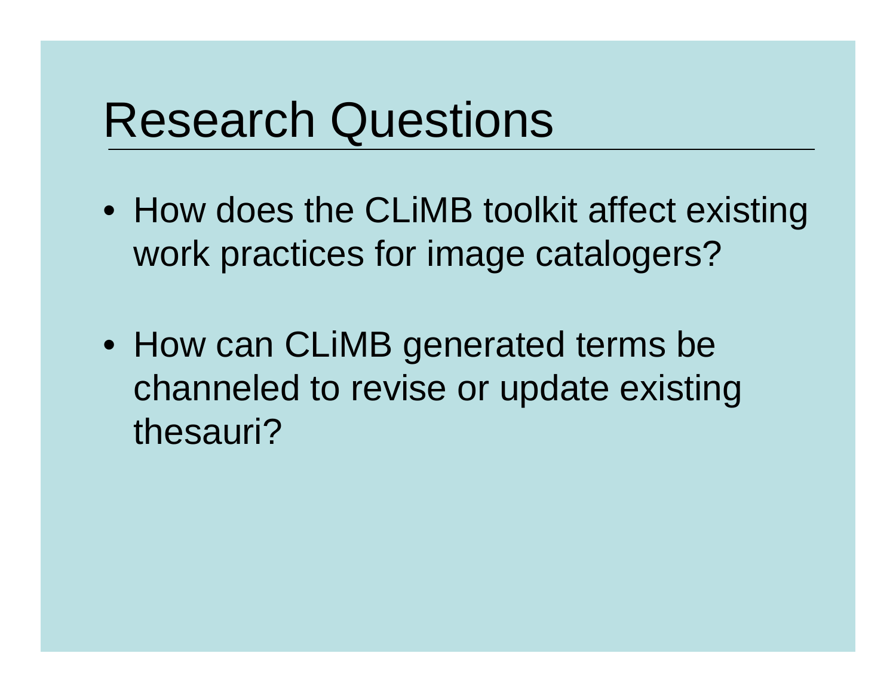# Research Questions

- How does the CLiMB toolkit affect existing work practices for image catalogers?
- How can CLiMB generated terms be channeled to revise or update existing thesauri?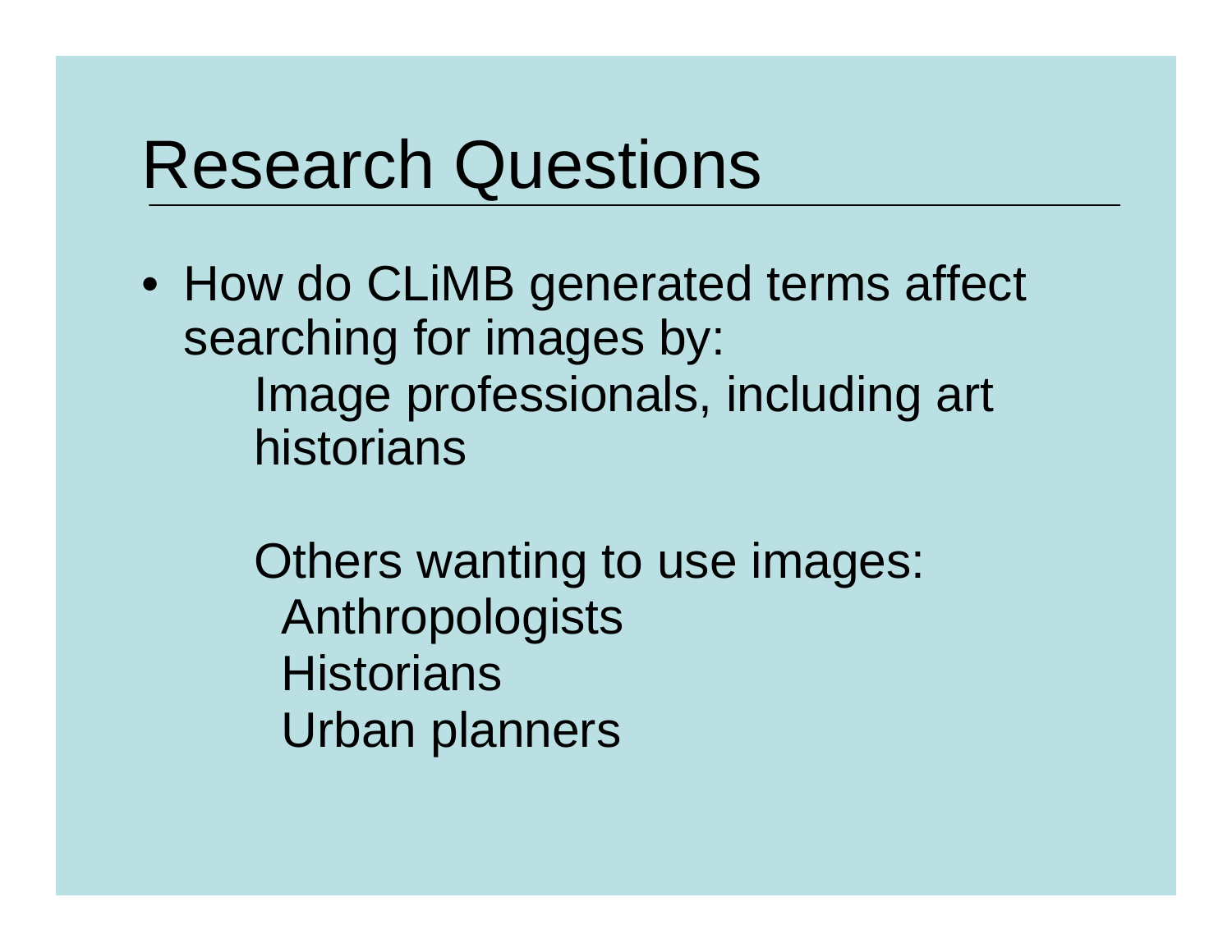# Research Questions

- How do CLiMB generated terms affect searching for images by:

  Image professionals, including art historians

  Others wanting to use images:

  - Anthropologists
  - Historians
  - Urban planners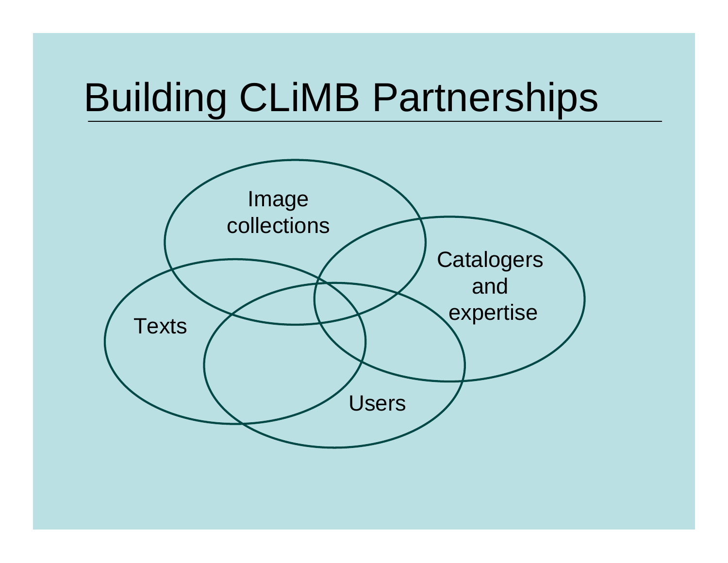# Building CLiMB Partnerships

Image collections

Catalogers and expertise

Texts

Users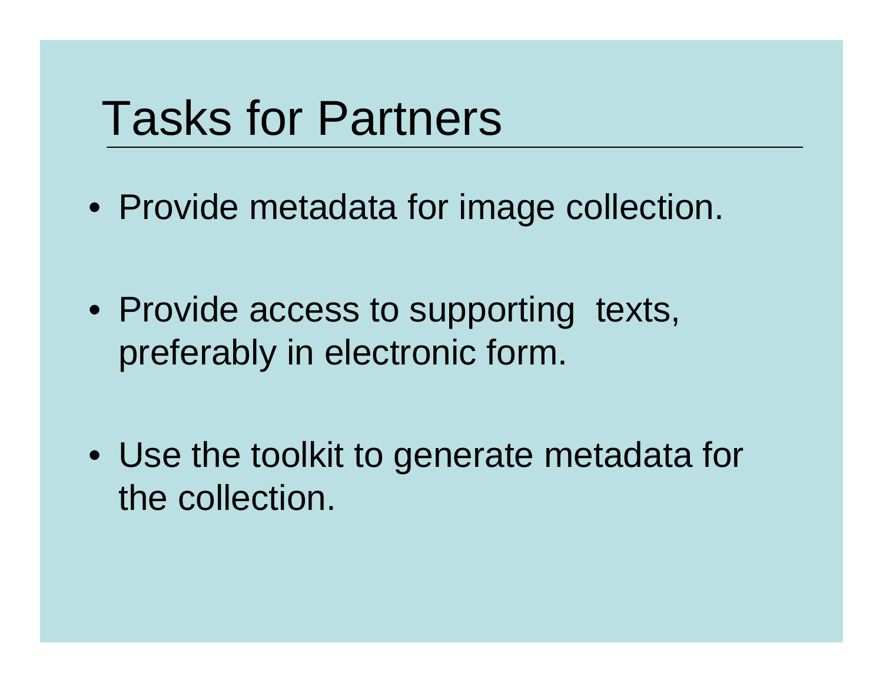# Tasks for Partners

- Provide metadata for image collection.
- Provide access to supporting texts, preferably in electronic form.
- Use the toolkit to generate metadata for the collection.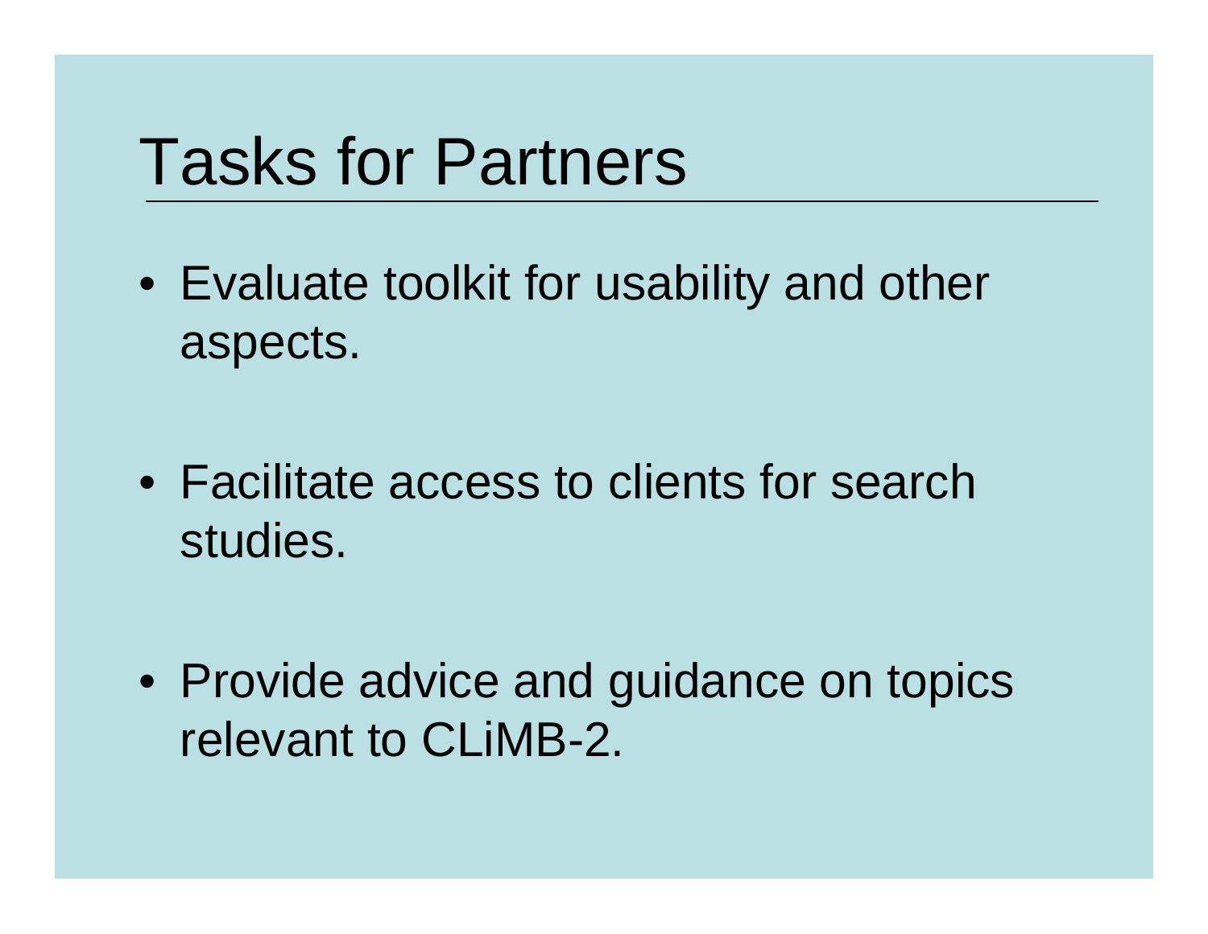# Tasks for Partners

- Evaluate toolkit for usability and other aspects.
- Facilitate access to clients for search studies.
- Provide advice and guidance on topics relevant to CLiMB-2.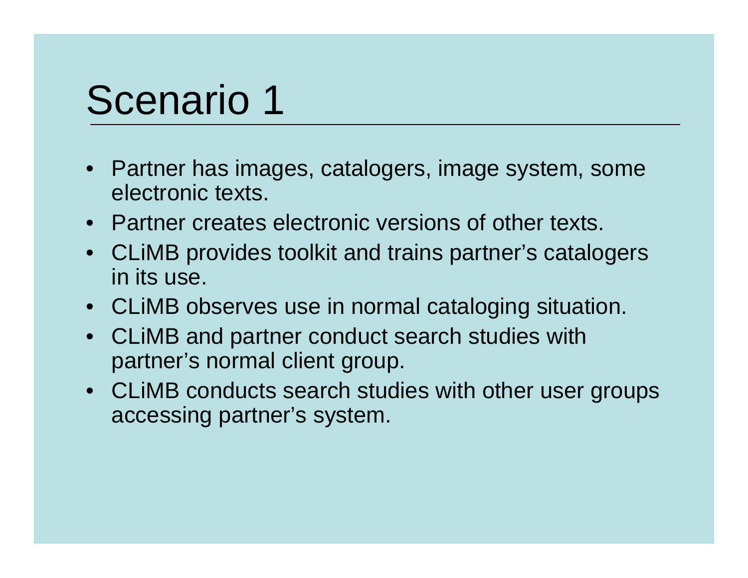# Scenario 1

- Partner has images, catalogers, image system, some electronic texts.
- Partner creates electronic versions of other texts.
- CLiMB provides toolkit and trains partner's catalogers in its use.
- CLiMB observes use in normal cataloging situation.
- CLiMB and partner conduct search studies with partner's normal client group.
- CLiMB conducts search studies with other user groups accessing partner's system.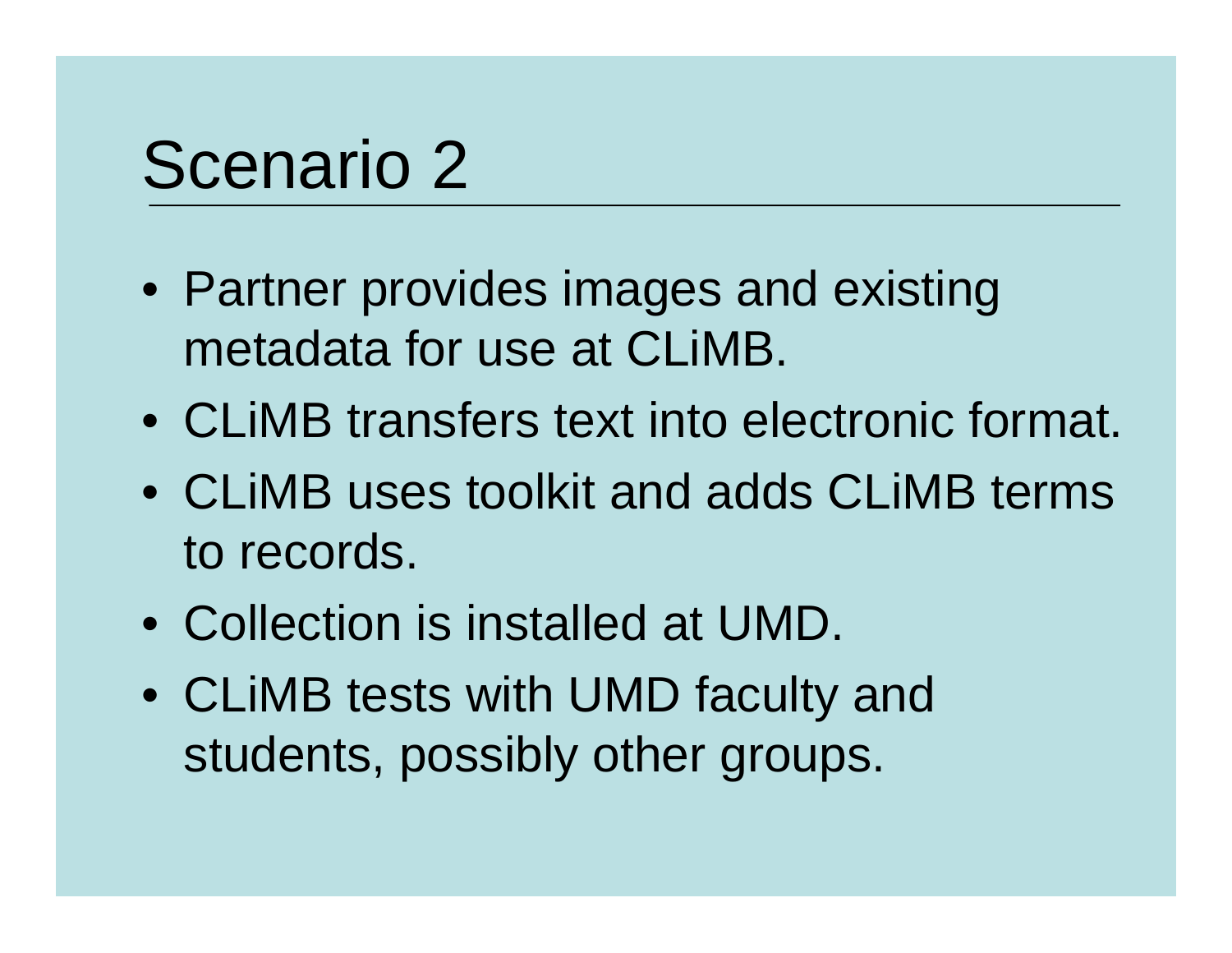# Scenario 2

- Partner provides images and existing metadata for use at CLiMB.
- CLiMB transfers text into electronic format.
- CLiMB uses toolkit and adds CLiMB terms to records.
- Collection is installed at UMD.
- CLiMB tests with UMD faculty and students, possibly other groups.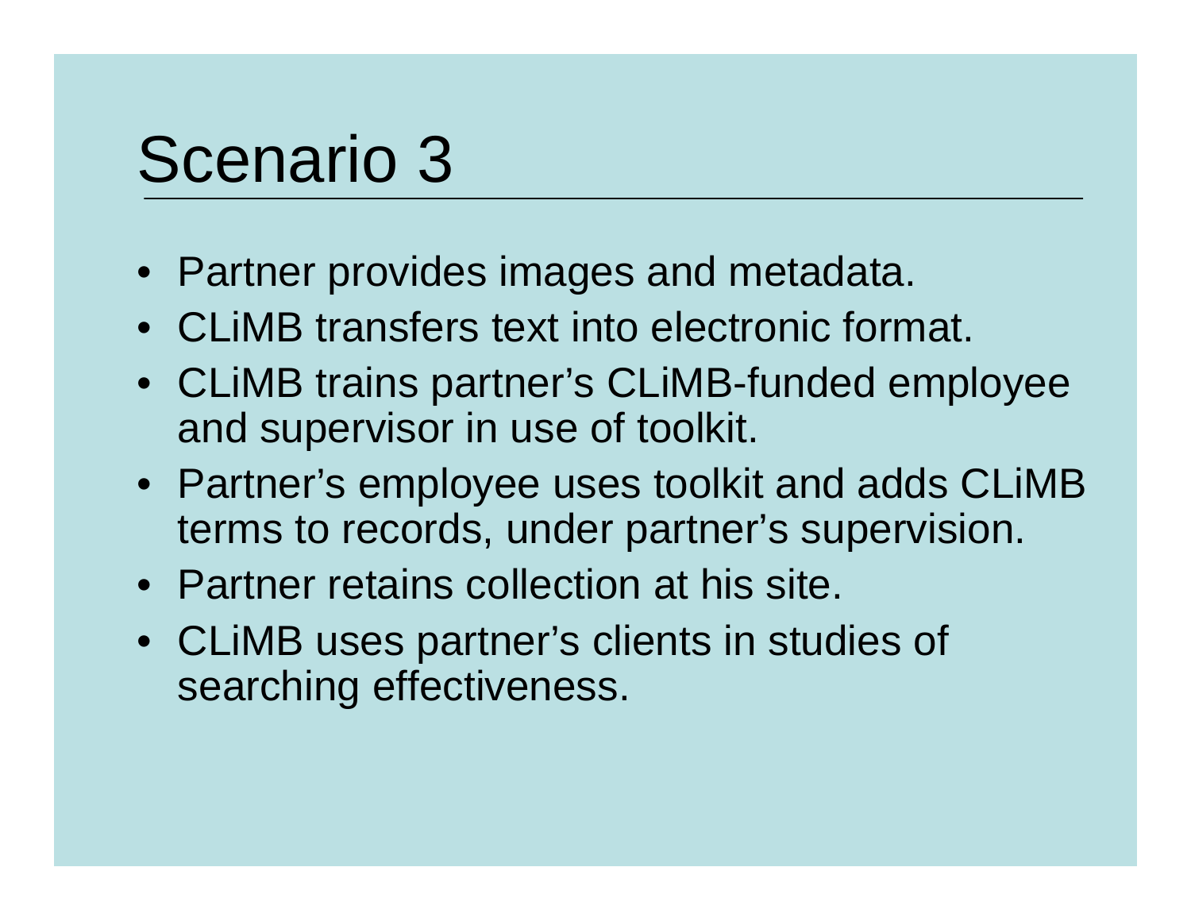# Scenario 3

- Partner provides images and metadata.
- CLiMB transfers text into electronic format.
- CLiMB trains partner’s CLiMB-funded employee and supervisor in use of toolkit.
- Partner’s employee uses toolkit and adds CLiMB terms to records, under partner’s supervision.
- Partner retains collection at his site.
- CLiMB uses partner’s clients in studies of searching effectiveness.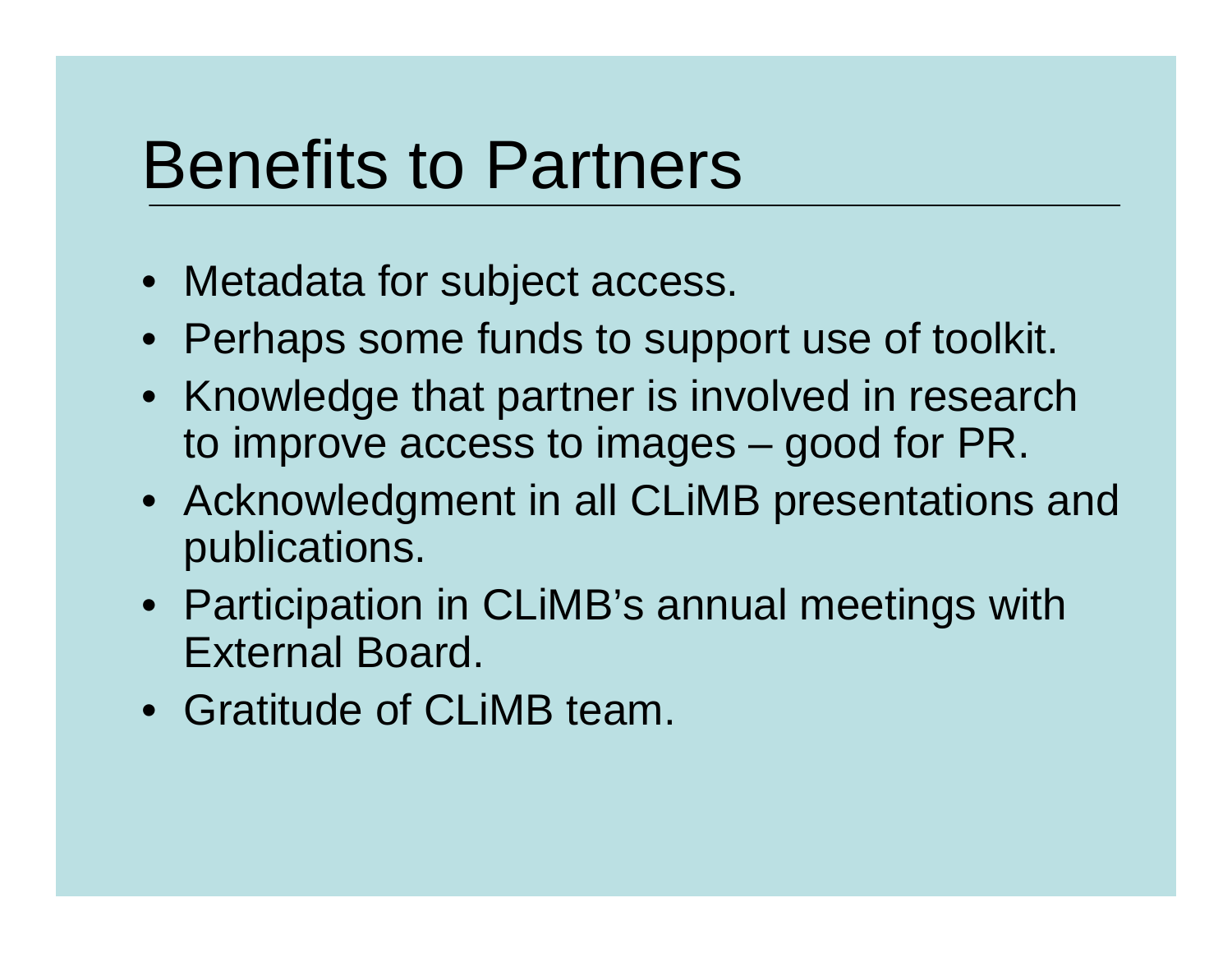# Benefits to Partners

- Metadata for subject access.
- Perhaps some funds to support use of toolkit.
- Knowledge that partner is involved in research to improve access to images – good for PR.
- Acknowledgment in all CLiMB presentations and publications.
- Participation in CLiMB's annual meetings with External Board.
- Gratitude of CLiMB team.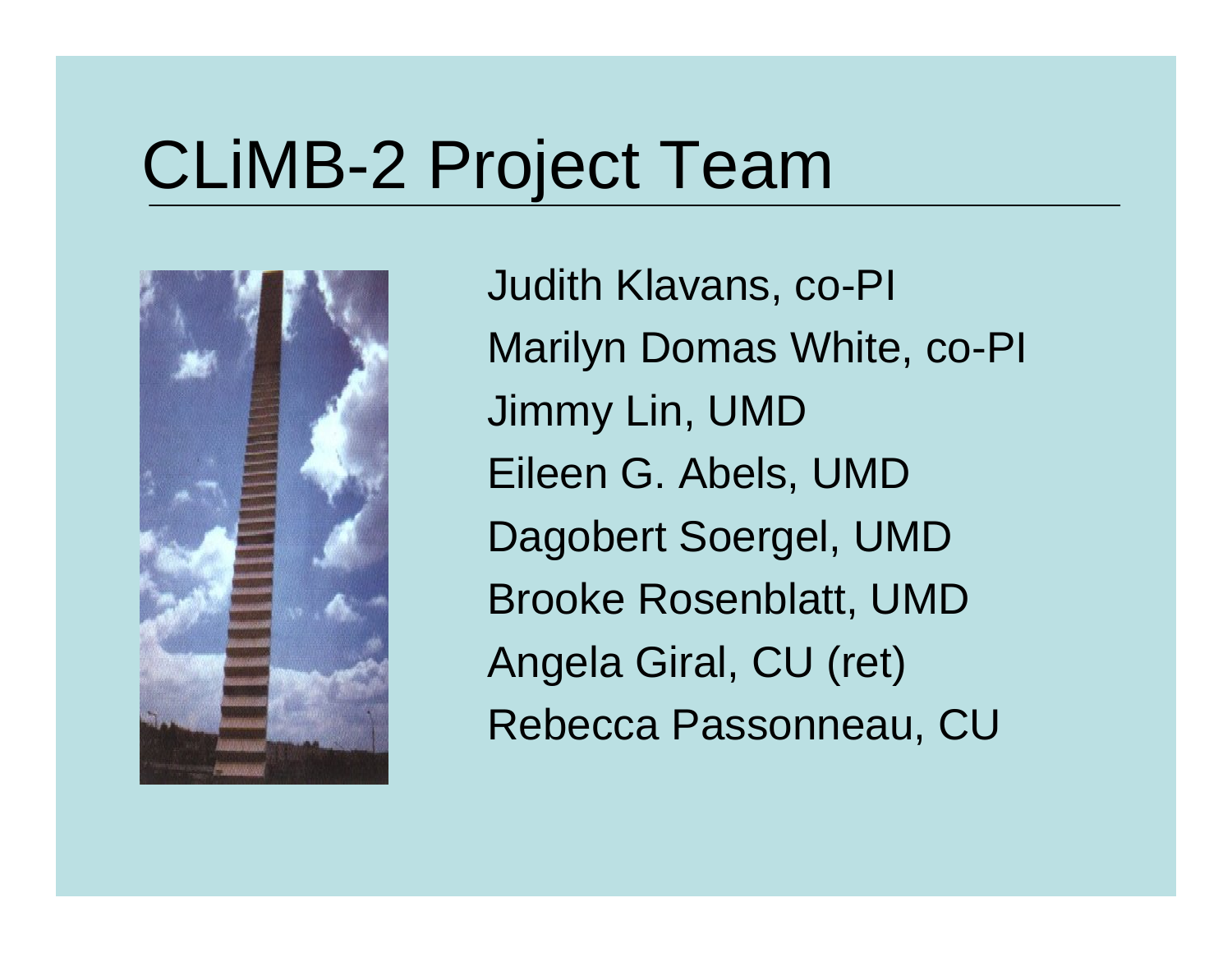# CLiMB-2 Project Team

Judith Klavans, co-PI

Marilyn Domas White, co-PI

Jimmy Lin, UMD

Eileen G. Abels, UMD

Dagobert Soergel, UMD

Brooke Rosenblatt, UMD

Angela Giral, CU (ret)

Rebecca Passonneau, CU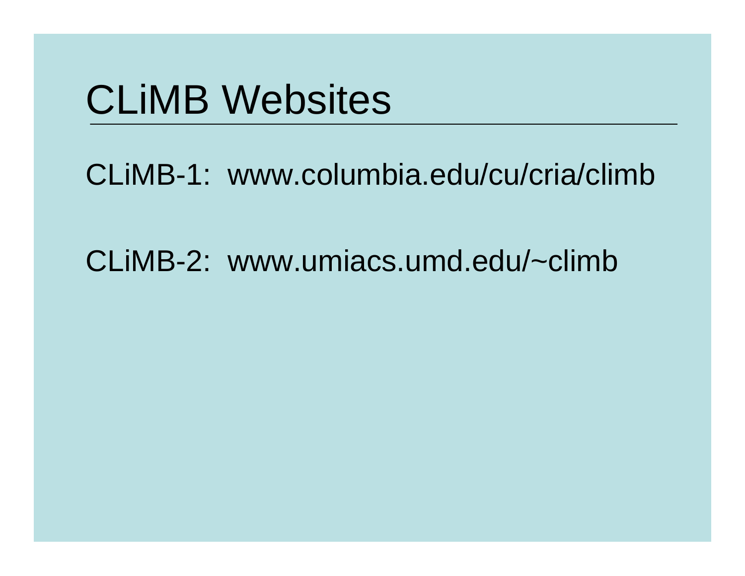# CLiMB Websites

CLiMB-1: www.columbia.edu/cu/cria/climb

CLiMB-2: www.umiacs.umd.edu/~climb